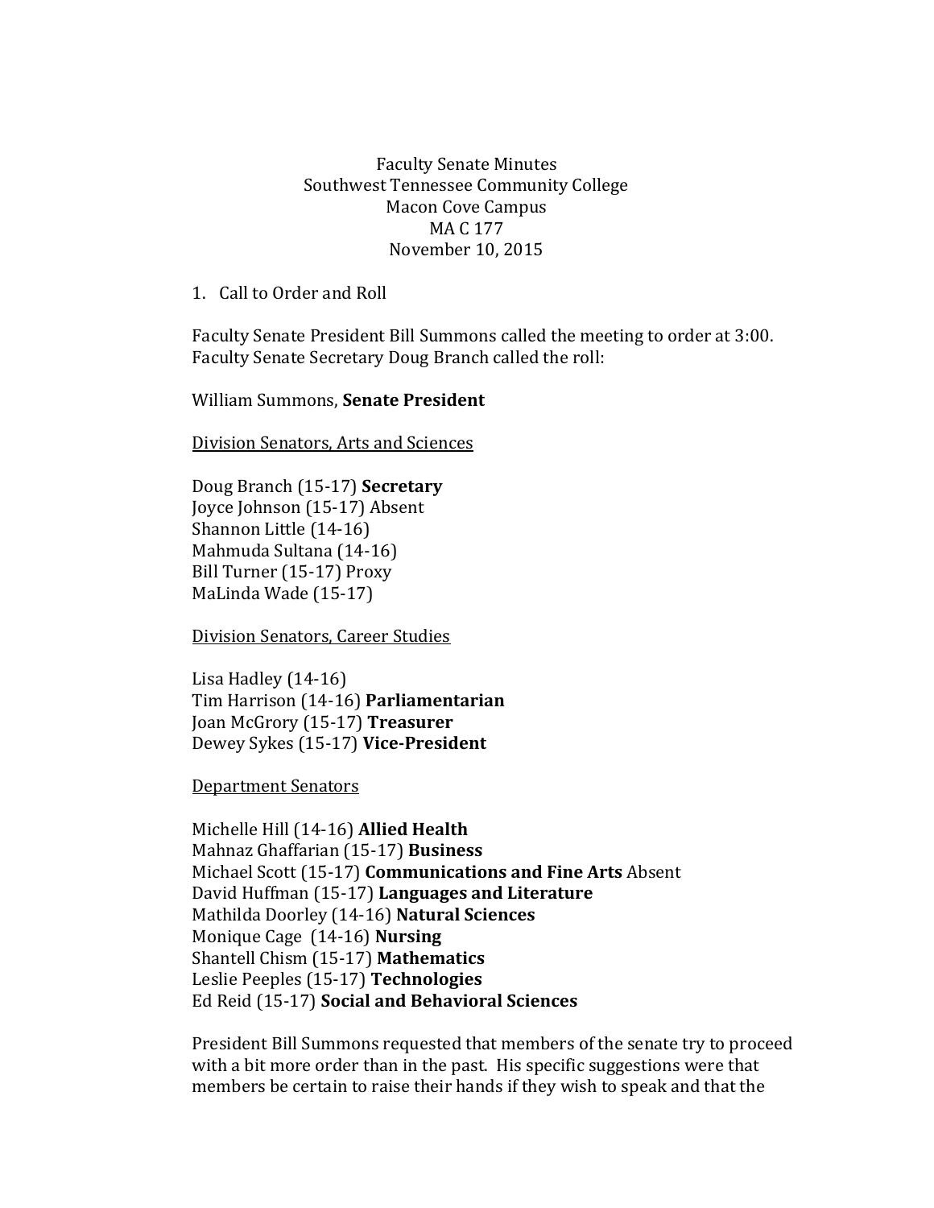Faculty Senate Minutes
Southwest Tennessee Community College
Macon Cove Campus
MA C 177
November 10, 2015

1. Call to Order and Roll

Faculty Senate President Bill Summons called the meeting to order at 3:00. Faculty Senate Secretary Doug Branch called the roll:

William Summons, **Senate President**

Division Senators, Arts and Sciences

Doug Branch (15-17) **Secretary**
Joyce Johnson (15-17) Absent
Shannon Little (14-16)
Mahmuda Sultana (14-16)
Bill Turner (15-17) Proxy
MaLinda Wade (15-17)

Division Senators, Career Studies

Lisa Hadley (14-16)
Tim Harrison (14-16) **Parliamentarian**
Joan McGrory (15-17) **Treasurer**
Dewey Sykes (15-17) **Vice-President**

Department Senators

Michelle Hill (14-16) **Allied Health**
Mahnaz Ghaffarian (15-17) **Business**
Michael Scott (15-17) **Communications and Fine Arts** Absent
David Huffman (15-17) **Languages and Literature**
Mathilda Doorley (14-16) **Natural Sciences**
Monique Cage (14-16) **Nursing**
Shantell Chism (15-17) **Mathematics**
Leslie Peeples (15-17) **Technologies**
Ed Reid (15-17) **Social and Behavioral Sciences**

President Bill Summons requested that members of the senate try to proceed with a bit more order than in the past. His specific suggestions were that members be certain to raise their hands if they wish to speak and that the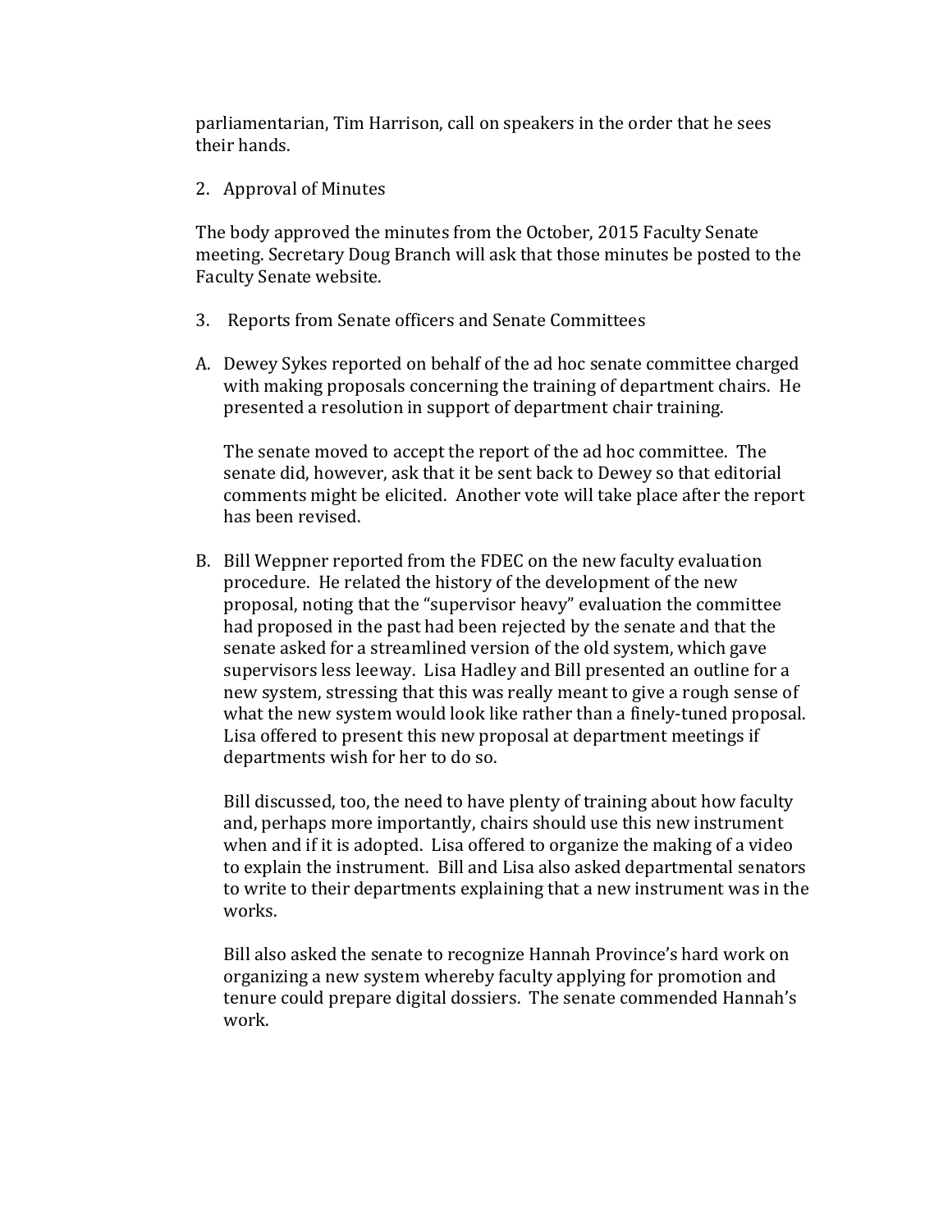parliamentarian, Tim Harrison, call on speakers in the order that he sees their hands.

2. Approval of Minutes

The body approved the minutes from the October, 2015 Faculty Senate meeting. Secretary Doug Branch will ask that those minutes be posted to the Faculty Senate website.

3. Reports from Senate officers and Senate Committees

A. Dewey Sykes reported on behalf of the ad hoc senate committee charged with making proposals concerning the training of department chairs. He presented a resolution in support of department chair training.

   The senate moved to accept the report of the ad hoc committee. The senate did, however, ask that it be sent back to Dewey so that editorial comments might be elicited. Another vote will take place after the report has been revised.

B. Bill Weppner reported from the FDEC on the new faculty evaluation procedure. He related the history of the development of the new proposal, noting that the "supervisor heavy" evaluation the committee had proposed in the past had been rejected by the senate and that the senate asked for a streamlined version of the old system, which gave supervisors less leeway. Lisa Hadley and Bill presented an outline for a new system, stressing that this was really meant to give a rough sense of what the new system would look like rather than a finely-tuned proposal. Lisa offered to present this new proposal at department meetings if departments wish for her to do so.

   Bill discussed, too, the need to have plenty of training about how faculty and, perhaps more importantly, chairs should use this new instrument when and if it is adopted. Lisa offered to organize the making of a video to explain the instrument. Bill and Lisa also asked departmental senators to write to their departments explaining that a new instrument was in the works.

   Bill also asked the senate to recognize Hannah Province's hard work on organizing a new system whereby faculty applying for promotion and tenure could prepare digital dossiers. The senate commended Hannah's work.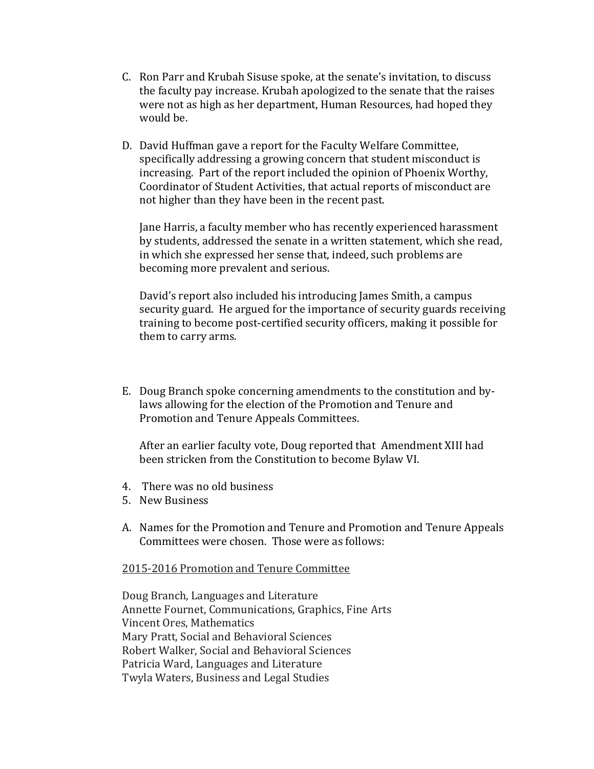C. Ron Parr and Krubah Sisuse spoke, at the senate's invitation, to discuss the faculty pay increase. Krubah apologized to the senate that the raises were not as high as her department, Human Resources, had hoped they would be.

D. David Huffman gave a report for the Faculty Welfare Committee, specifically addressing a growing concern that student misconduct is increasing. Part of the report included the opinion of Phoenix Worthy, Coordinator of Student Activities, that actual reports of misconduct are not higher than they have been in the recent past.

   Jane Harris, a faculty member who has recently experienced harassment by students, addressed the senate in a written statement, which she read, in which she expressed her sense that, indeed, such problems are becoming more prevalent and serious.

   David's report also included his introducing James Smith, a campus security guard. He argued for the importance of security guards receiving training to become post-certified security officers, making it possible for them to carry arms.

E. Doug Branch spoke concerning amendments to the constitution and by-laws allowing for the election of the Promotion and Tenure and Promotion and Tenure Appeals Committees.

   After an earlier faculty vote, Doug reported that Amendment XIII had been stricken from the Constitution to become Bylaw VI.

4. There was no old business
5. New Business

A. Names for the Promotion and Tenure and Promotion and Tenure Appeals Committees were chosen. Those were as follows:

<u>2015-2016 Promotion and Tenure Committee</u>

Doug Branch, Languages and Literature
Annette Fournet, Communications, Graphics, Fine Arts
Vincent Ores, Mathematics
Mary Pratt, Social and Behavioral Sciences
Robert Walker, Social and Behavioral Sciences
Patricia Ward, Languages and Literature
Twyla Waters, Business and Legal Studies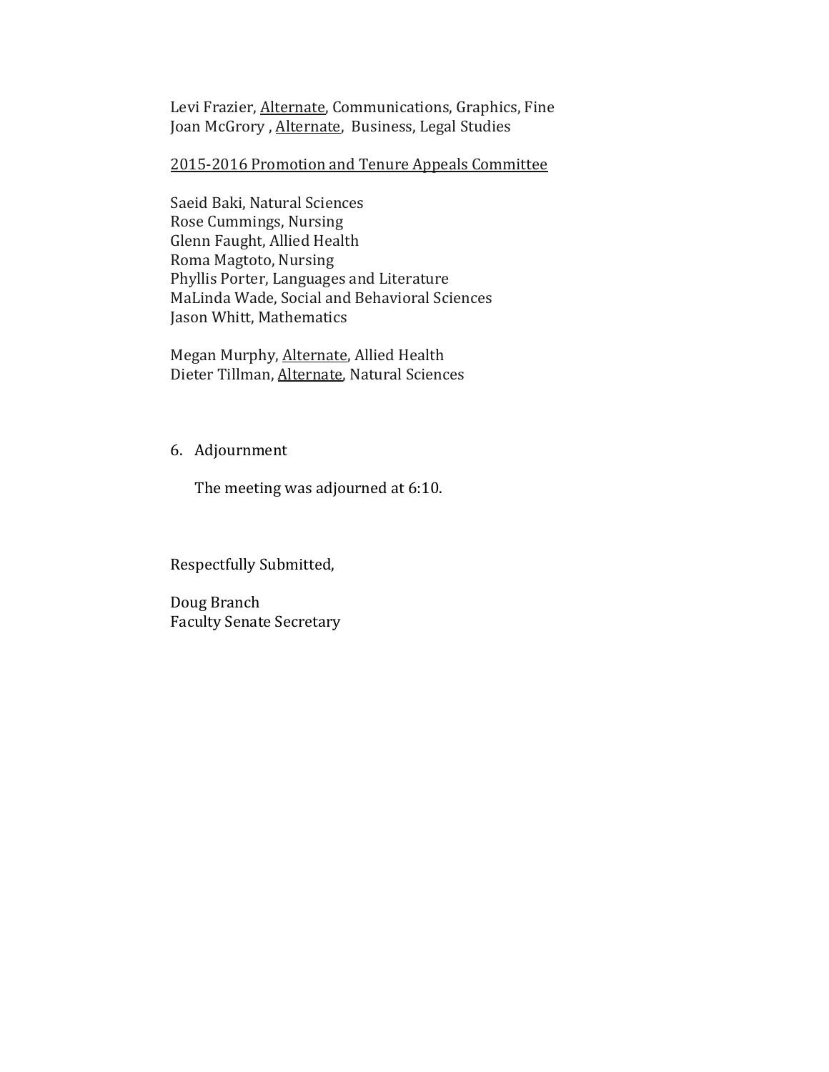Levi Frazier, <u>Alternate</u>, Communications, Graphics, Fine
Joan McGrory , <u>Alternate</u>, Business, Legal Studies

<u>2015-2016 Promotion and Tenure Appeals Committee</u>

Saeid Baki, Natural Sciences
Rose Cummings, Nursing
Glenn Faught, Allied Health
Roma Magtoto, Nursing
Phyllis Porter, Languages and Literature
MaLinda Wade, Social and Behavioral Sciences
Jason Whitt, Mathematics

Megan Murphy, <u>Alternate</u>, Allied Health
Dieter Tillman, <u>Alternate</u>, Natural Sciences

6. Adjournment

   The meeting was adjourned at 6:10.

Respectfully Submitted,

Doug Branch
Faculty Senate Secretary